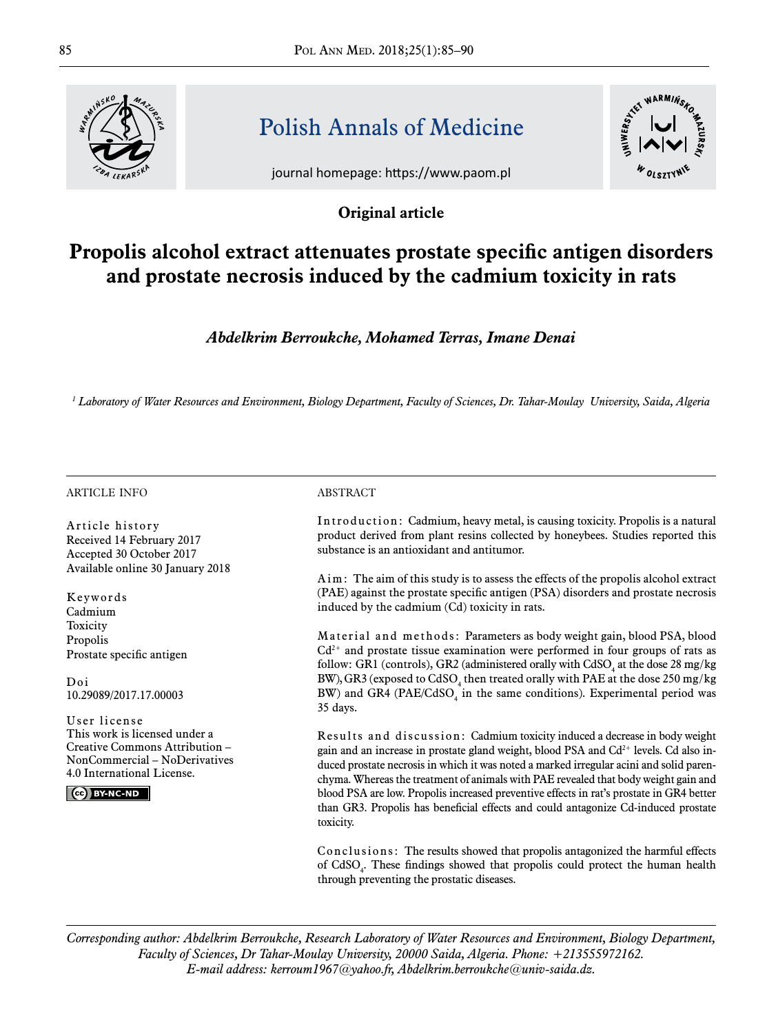Polish Annals of Medicine

journal homepage: https://www.paom.pl

**Original article**

# Propolis alcohol extract attenuates prostate specific antigen disorders and prostate necrosis induced by the cadmium toxicity in rats

***Abdelkrim Berroukche, Mohamed Terras, Imane Denai***

*[1] Laboratory of Water Resources and Environment, Biology Department, Faculty of Sciences, Dr. Tahar-Moulay University, Saida, Algeria*

ARTICLE INFO

Article history
Received 14 February 2017
Accepted 30 October 2017
Available online 30 January 2018

Keywords
Cadmium
Toxicity
Propolis
Prostate specific antigen

Doi
10.29089/2017.17.00003

User license
This work is licensed under a Creative Commons Attribution – NonCommercial – NoDerivatives 4.0 International License.

ABSTRACT

Introduction: Cadmium, heavy metal, is causing toxicity. Propolis is a natural product derived from plant resins collected by honeybees. Studies reported this substance is an antioxidant and antitumor.

Aim: The aim of this study is to assess the effects of the propolis alcohol extract (PAE) against the prostate specific antigen (PSA) disorders and prostate necrosis induced by the cadmium (Cd) toxicity in rats.

Material and methods: Parameters as body weight gain, blood PSA, blood $Cd^{2+}$ and prostate tissue examination were performed in four groups of rats as follow: GR1 (controls), GR2 (administered orally with $CdSO_4$ at the dose 28 mg/kg BW), GR3 (exposed to $CdSO_4$ then treated orally with PAE at the dose 250 mg/kg BW) and GR4 (PAE/$CdSO_4$ in the same conditions). Experimental period was 35 days.

Results and discussion: Cadmium toxicity induced a decrease in body weight gain and an increase in prostate gland weight, blood PSA and $Cd^{2+}$ levels. Cd also induced prostate necrosis in which it was noted a marked irregular acini and solid parenchyma. Whereas the treatment of animals with PAE revealed that body weight gain and blood PSA are low. Propolis increased preventive effects in rat's prostate in GR4 better than GR3. Propolis has beneficial effects and could antagonize Cd-induced prostate toxicity.

Conclusions: The results showed that propolis antagonized the harmful effects of $CdSO_4$. These findings showed that propolis could protect the human health through preventing the prostatic diseases.

*Corresponding author: Abdelkrim Berroukche, Research Laboratory of Water Resources and Environment, Biology Department, Faculty of Sciences, Dr Tahar-Moulay University, 20000 Saida, Algeria. Phone: +213555972162. E-mail address: kerroum1967@yahoo.fr, Abdelkrim.berroukche@univ-saida.dz.*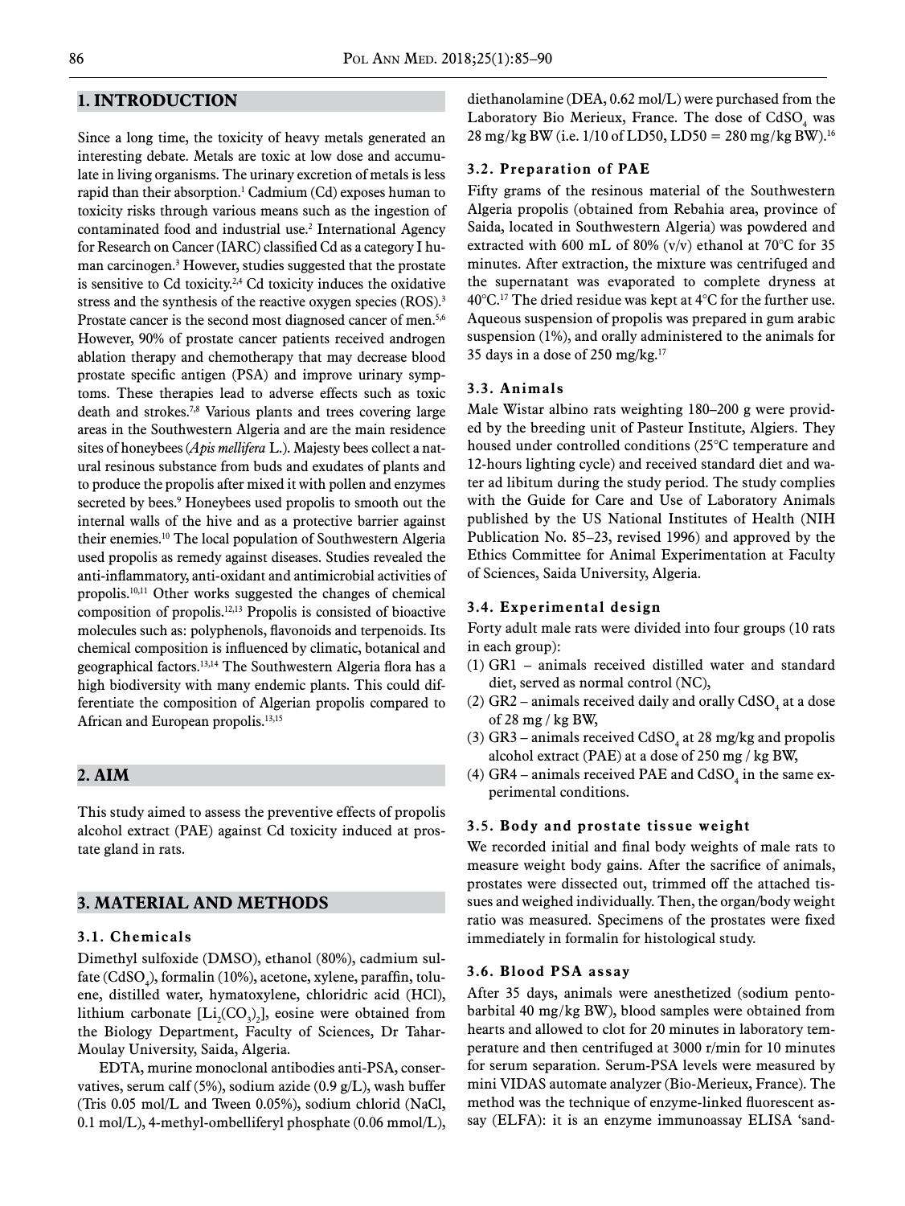## 1. INTRODUCTION

Since a long time, the toxicity of heavy metals generated an interesting debate. Metals are toxic at low dose and accumulate in living organisms. The urinary excretion of metals is less rapid than their absorption.[1] Cadmium (Cd) exposes human to toxicity risks through various means such as the ingestion of contaminated food and industrial use.[2] International Agency for Research on Cancer (IARC) classified Cd as a category I human carcinogen.[3] However, studies suggested that the prostate is sensitive to Cd toxicity.[2,4] Cd toxicity induces the oxidative stress and the synthesis of the reactive oxygen species (ROS).[3] Prostate cancer is the second most diagnosed cancer of men.[5,6] However, 90% of prostate cancer patients received androgen ablation therapy and chemotherapy that may decrease blood prostate specific antigen (PSA) and improve urinary symptoms. These therapies lead to adverse effects such as toxic death and strokes.[7,8] Various plants and trees covering large areas in the Southwestern Algeria and are the main residence sites of honeybees (*Apis mellifera* L.). Majesty bees collect a natural resinous substance from buds and exudates of plants and to produce the propolis after mixed it with pollen and enzymes secreted by bees.[9] Honeybees used propolis to smooth out the internal walls of the hive and as a protective barrier against their enemies.[10] The local population of Southwestern Algeria used propolis as remedy against diseases. Studies revealed the anti-inflammatory, anti-oxidant and antimicrobial activities of propolis.[10,11] Other works suggested the changes of chemical composition of propolis.[12,13] Propolis is consisted of bioactive molecules such as: polyphenols, flavonoids and terpenoids. Its chemical composition is influenced by climatic, botanical and geographical factors.[13,14] The Southwestern Algeria flora has a high biodiversity with many endemic plants. This could differentiate the composition of Algerian propolis compared to African and European propolis.[13,15]

## 2. AIM

This study aimed to assess the preventive effects of propolis alcohol extract (PAE) against Cd toxicity induced at prostate gland in rats.

## 3. MATERIAL AND METHODS

### 3.1. Chemicals

Dimethyl sulfoxide (DMSO), ethanol (80%), cadmium sulfate ($CdSO_4$), formalin (10%), acetone, xylene, paraffin, toluene, distilled water, hymatoxylene, chloridric acid (HCl), lithium carbonate [$Li_2(CO_3)_2$], eosine were obtained from the Biology Department, Faculty of Sciences, Dr Tahar-Moulay University, Saida, Algeria.

EDTA, murine monoclonal antibodies anti-PSA, conservatives, serum calf (5%), sodium azide (0.9 g/L), wash buffer (Tris 0.05 mol/L and Tween 0.05%), sodium chlorid (NaCl, 0.1 mol/L), 4-methyl-ombelliferyl phosphate (0.06 mmol/L), diethanolamine (DEA, 0.62 mol/L) were purchased from the Laboratory Bio Merieux, France. The dose of $CdSO_4$ was 28 mg/kg BW (i.e. 1/10 of LD50, LD50 = 280 mg/kg BW).[16]

### 3.2. Preparation of PAE

Fifty grams of the resinous material of the Southwestern Algeria propolis (obtained from Rebahia area, province of Saida, located in Southwestern Algeria) was powdered and extracted with 600 mL of 80% (v/v) ethanol at 70°C for 35 minutes. After extraction, the mixture was centrifuged and the supernatant was evaporated to complete dryness at 40°C.[17] The dried residue was kept at 4°C for the further use. Aqueous suspension of propolis was prepared in gum arabic suspension (1%), and orally administered to the animals for 35 days in a dose of 250 mg/kg.[17]

### 3.3. Animals

Male Wistar albino rats weighting 180–200 g were provided by the breeding unit of Pasteur Institute, Algiers. They housed under controlled conditions (25°C temperature and 12-hours lighting cycle) and received standard diet and water ad libitum during the study period. The study complies with the Guide for Care and Use of Laboratory Animals published by the US National Institutes of Health (NIH Publication No. 85–23, revised 1996) and approved by the Ethics Committee for Animal Experimentation at Faculty of Sciences, Saida University, Algeria.

### 3.4. Experimental design

Forty adult male rats were divided into four groups (10 rats in each group):

(1) GR1 – animals received distilled water and standard diet, served as normal control (NC),
(2) GR2 – animals received daily and orally $CdSO_4$ at a dose of 28 mg / kg BW,
(3) GR3 – animals received $CdSO_4$ at 28 mg/kg and propolis alcohol extract (PAE) at a dose of 250 mg / kg BW,
(4) GR4 – animals received PAE and $CdSO_4$ in the same experimental conditions.

### 3.5. Body and prostate tissue weight

We recorded initial and final body weights of male rats to measure weight body gains. After the sacrifice of animals, prostates were dissected out, trimmed off the attached tissues and weighed individually. Then, the organ/body weight ratio was measured. Specimens of the prostates were fixed immediately in formalin for histological study.

### 3.6. Blood PSA assay

After 35 days, animals were anesthetized (sodium pentobarbital 40 mg/kg BW), blood samples were obtained from hearts and allowed to clot for 20 minutes in laboratory temperature and then centrifuged at 3000 r/min for 10 minutes for serum separation. Serum-PSA levels were measured by mini VIDAS automate analyzer (Bio-Merieux, France). The method was the technique of enzyme-linked fluorescent assay (ELFA): it is an enzyme immunoassay ELISA 'sand-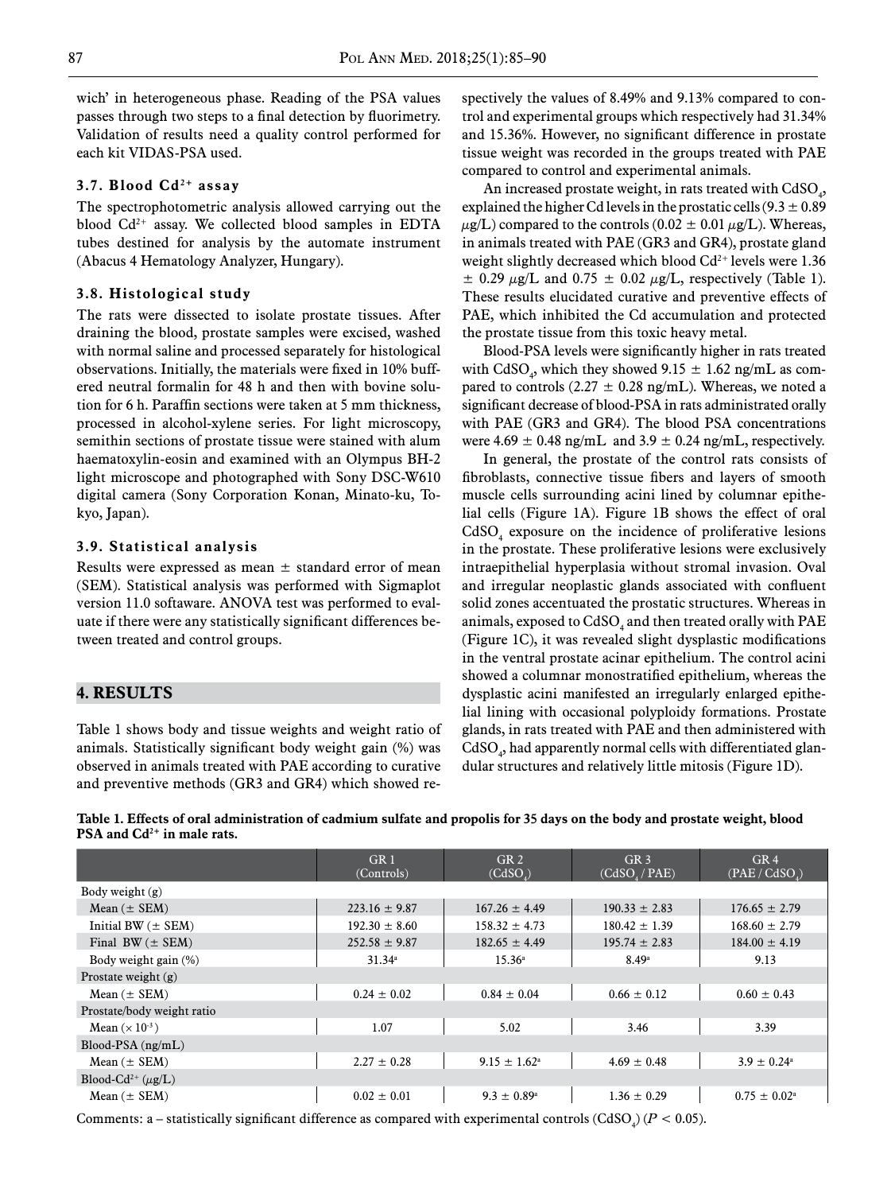wich' in heterogeneous phase. Reading of the PSA values passes through two steps to a final detection by fluorimetry. Validation of results need a quality control performed for each kit VIDAS-PSA used.

### 3.7. Blood $Cd^{2+}$ assay

The spectrophotometric analysis allowed carrying out the blood $Cd^{2+}$ assay. We collected blood samples in EDTA tubes destined for analysis by the automate instrument (Abacus 4 Hematology Analyzer, Hungary).

### 3.8. Histological study

The rats were dissected to isolate prostate tissues. After draining the blood, prostate samples were excised, washed with normal saline and processed separately for histological observations. Initially, the materials were fixed in 10% buffered neutral formalin for 48 h and then with bovine solution for 6 h. Paraffin sections were taken at 5 mm thickness, processed in alcohol-xylene series. For light microscopy, semithin sections of prostate tissue were stained with alum haematoxylin-eosin and examined with an Olympus BH-2 light microscope and photographed with Sony DSC-W610 digital camera (Sony Corporation Konan, Minato-ku, Tokyo, Japan).

### 3.9. Statistical analysis

Results were expressed as mean ± standard error of mean (SEM). Statistical analysis was performed with Sigmaplot version 11.0 software. ANOVA test was performed to evaluate if there were any statistically significant differences between treated and control groups.

## 4. RESULTS

Table 1 shows body and tissue weights and weight ratio of animals. Statistically significant body weight gain (%) was observed in animals treated with PAE according to curative and preventive methods (GR3 and GR4) which showed respectively the values of 8.49% and 9.13% compared to control and experimental groups which respectively had 31.34% and 15.36%. However, no significant difference in prostate tissue weight was recorded in the groups treated with PAE compared to control and experimental animals.

An increased prostate weight, in rats treated with $CdSO_4$, explained the higher Cd levels in the prostatic cells (9.3 ± 0.89 $\mu$g/L) compared to the controls (0.02 ± 0.01 $\mu$g/L). Whereas, in animals treated with PAE (GR3 and GR4), prostate gland weight slightly decreased which blood $Cd^{2+}$ levels were 1.36 ± 0.29 $\mu$g/L and 0.75 ± 0.02 $\mu$g/L, respectively (Table 1). These results elucidated curative and preventive effects of PAE, which inhibited the Cd accumulation and protected the prostate tissue from this toxic heavy metal.

Blood-PSA levels were significantly higher in rats treated with $CdSO_4$, which they showed 9.15 ± 1.62 ng/mL as compared to controls (2.27 ± 0.28 ng/mL). Whereas, we noted a significant decrease of blood-PSA in rats administrated orally with PAE (GR3 and GR4). The blood PSA concentrations were 4.69 ± 0.48 ng/mL and 3.9 ± 0.24 ng/mL, respectively.

In general, the prostate of the control rats consists of fibroblasts, connective tissue fibers and layers of smooth muscle cells surrounding acini lined by columnar epithelial cells (Figure 1A). Figure 1B shows the effect of oral $CdSO_4$ exposure on the incidence of proliferative lesions in the prostate. These proliferative lesions were exclusively intraepithelial hyperplasia without stromal invasion. Oval and irregular neoplastic glands associated with confluent solid zones accentuated the prostatic structures. Whereas in animals, exposed to $CdSO_4$ and then treated orally with PAE (Figure 1C), it was revealed slight dysplastic modifications in the ventral prostate acinar epithelium. The control acini showed a columnar monostratified epithelium, whereas the dysplastic acini manifested an irregularly enlarged epithelial lining with occasional polyploidy formations. Prostate glands, in rats treated with PAE and then administered with $CdSO_4$, had apparently normal cells with differentiated glandular structures and relatively little mitosis (Figure 1D).

**Table 1. Effects of oral administration of cadmium sulfate and propolis for 35 days on the body and prostate weight, blood PSA and $Cd^{2+}$ in male rats.**

| | GR 1 (Controls) | GR 2 ($CdSO_4$) | GR 3 ($CdSO_4$ / PAE) | GR 4 (PAE / $CdSO_4$) |
|---|---|---|---|---|
| Body weight (g) | | | | |
| Mean (± SEM) | 223.16 ± 9.87 | 167.26 ± 4.49 | 190.33 ± 2.83 | 176.65 ± 2.79 |
| Initial BW (± SEM) | 192.30 ± 8.60 | 158.32 ± 4.73 | 180.42 ± 1.39 | 168.60 ± 2.79 |
| Final BW (± SEM) | 252.58 ± 9.87 | 182.65 ± 4.49 | 195.74 ± 2.83 | 184.00 ± 4.19 |
| Body weight gain (%) | 31.34[a] | 15.36[a] | 8.49[a] | 9.13 |
| Prostate weight (g) | | | | |
| Mean (± SEM) | 0.24 ± 0.02 | 0.84 ± 0.04 | 0.66 ± 0.12 | 0.60 ± 0.43 |
| Prostate/body weight ratio | | | | |
| Mean ($\times 10^{-3}$) | 1.07 | 5.02 | 3.46 | 3.39 |
| Blood-PSA (ng/mL) | | | | |
| Mean (± SEM) | 2.27 ± 0.28 | 9.15 ± 1.62[a] | 4.69 ± 0.48 | 3.9 ± 0.24[a] |
| Blood-$Cd^{2+}$ ($\mu$g/L) | | | | |
| Mean (± SEM) | 0.02 ± 0.01 | 9.3 ± 0.89[a] | 1.36 ± 0.29 | 0.75 ± 0.02[a] |

Comments: a – statistically significant difference as compared with experimental controls ($CdSO_4$) ($P < 0.05$).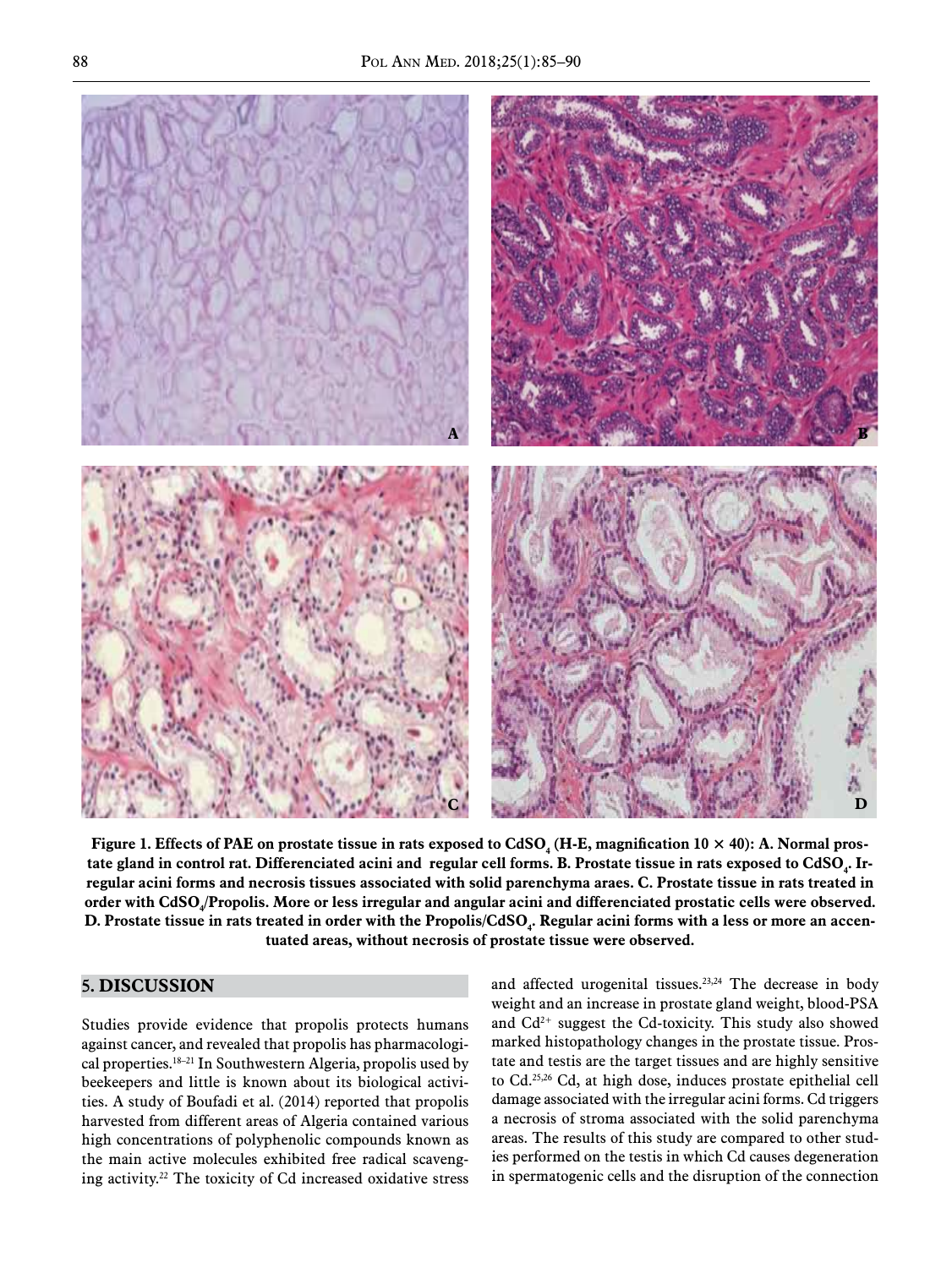**Figure 1. Effects of PAE on prostate tissue in rats exposed to $CdSO_4$ (H-E, magnification 10 × 40): A. Normal prostate gland in control rat. Differenciated acini and regular cell forms. B. Prostate tissue in rats exposed to $CdSO_4$. Irregular acini forms and necrosis tissues associated with solid parenchyma araes. C. Prostate tissue in rats treated in order with $CdSO_4$/Propolis. More or less irregular and angular acini and differenciated prostatic cells were observed. D. Prostate tissue in rats treated in order with the Propolis/$CdSO_4$. Regular acini forms with a less or more an accentuated areas, without necrosis of prostate tissue were observed.**

## 5. DISCUSSION

Studies provide evidence that propolis protects humans against cancer, and revealed that propolis has pharmacological properties.[18–21] In Southwestern Algeria, propolis used by beekeepers and little is known about its biological activities. A study of Boufadi et al. (2014) reported that propolis harvested from different areas of Algeria contained various high concentrations of polyphenolic compounds known as the main active molecules exhibited free radical scavenging activity.[22] The toxicity of Cd increased oxidative stress and affected urogenital tissues.[23,24] The decrease in body weight and an increase in prostate gland weight, blood-PSA and $Cd^{2+}$ suggest the Cd-toxicity. This study also showed marked histopathology changes in the prostate tissue. Prostate and testis are the target tissues and are highly sensitive to Cd.[25,26] Cd, at high dose, induces prostate epithelial cell damage associated with the irregular acini forms. Cd triggers a necrosis of stroma associated with the solid parenchyma areas. The results of this study are compared to other studies performed on the testis in which Cd causes degeneration in spermatogenic cells and the disruption of the connection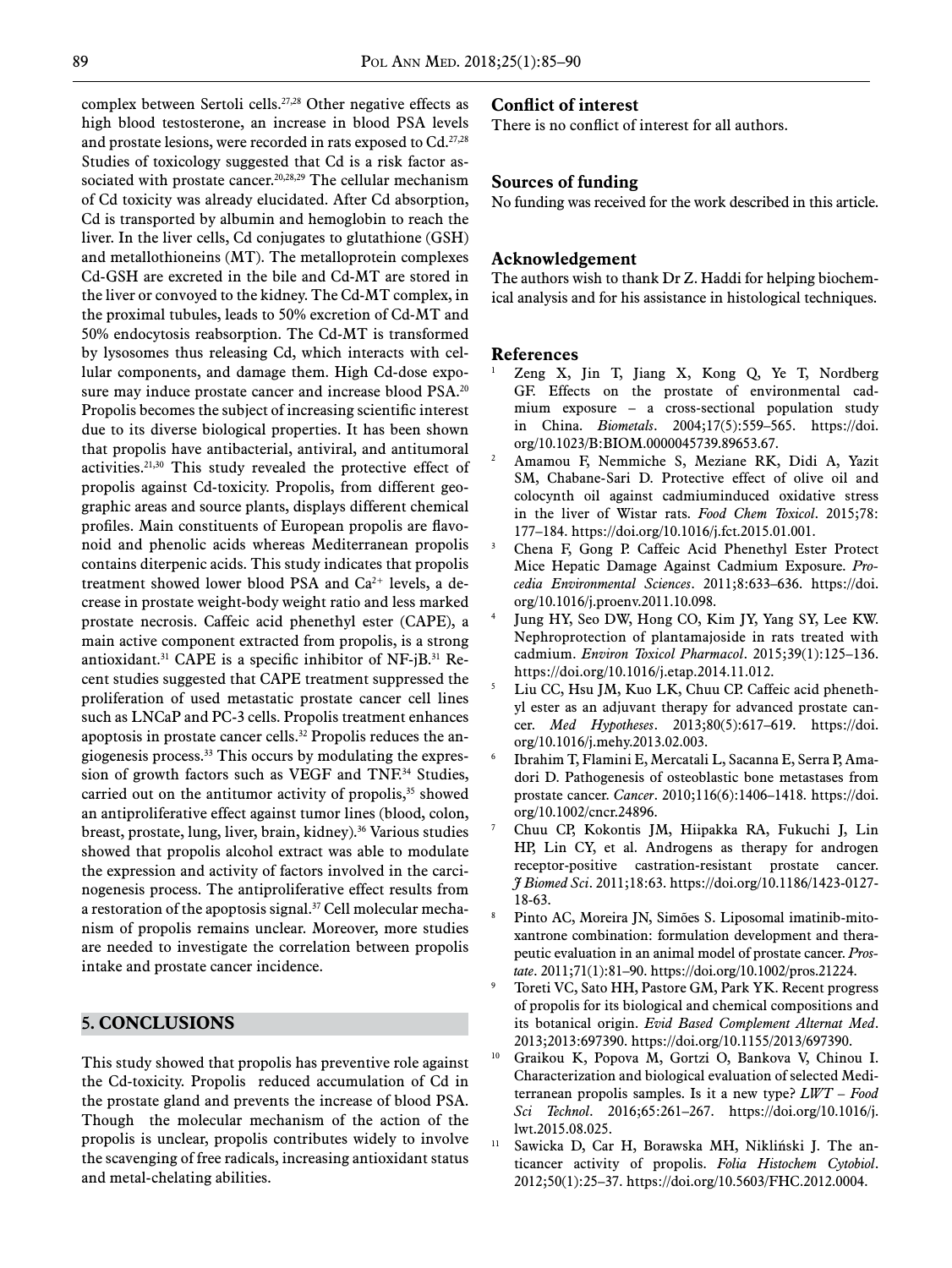complex between Sertoli cells.[27,28] Other negative effects as high blood testosterone, an increase in blood PSA levels and prostate lesions, were recorded in rats exposed to Cd.[27,28] Studies of toxicology suggested that Cd is a risk factor associated with prostate cancer.[20,28,29] The cellular mechanism of Cd toxicity was already elucidated. After Cd absorption, Cd is transported by albumin and hemoglobin to reach the liver. In the liver cells, Cd conjugates to glutathione (GSH) and metallothioneins (MT). The metalloprotein complexes Cd-GSH are excreted in the bile and Cd-MT are stored in the liver or convoyed to the kidney. The Cd-MT complex, in the proximal tubules, leads to 50% excretion of Cd-MT and 50% endocytosis reabsorption. The Cd-MT is transformed by lysosomes thus releasing Cd, which interacts with cellular components, and damage them. High Cd-dose exposure may induce prostate cancer and increase blood PSA.[20] Propolis becomes the subject of increasing scientific interest due to its diverse biological properties. It has been shown that propolis have antibacterial, antiviral, and antitumoral activities.[21,30] This study revealed the protective effect of propolis against Cd-toxicity. Propolis, from different geographic areas and source plants, displays different chemical profiles. Main constituents of European propolis are flavonoid and phenolic acids whereas Mediterranean propolis contains diterpenic acids. This study indicates that propolis treatment showed lower blood PSA and $Ca^{2+}$ levels, a decrease in prostate weight-body weight ratio and less marked prostate necrosis. Caffeic acid phenethyl ester (CAPE), a main active component extracted from propolis, is a strong antioxidant.[31] CAPE is a specific inhibitor of NF-jB.[31] Recent studies suggested that CAPE treatment suppressed the proliferation of used metastatic prostate cancer cell lines such as LNCaP and PC-3 cells. Propolis treatment enhances apoptosis in prostate cancer cells.[32] Propolis reduces the angiogenesis process.[33] This occurs by modulating the expression of growth factors such as VEGF and TNF.[34] Studies, carried out on the antitumor activity of propolis,[35] showed an antiproliferative effect against tumor lines (blood, colon, breast, prostate, lung, liver, brain, kidney).[36] Various studies showed that propolis alcohol extract was able to modulate the expression and activity of factors involved in the carcinogenesis process. The antiproliferative effect results from a restoration of the apoptosis signal.[37] Cell molecular mechanism of propolis remains unclear. Moreover, more studies are needed to investigate the correlation between propolis intake and prostate cancer incidence.

## 5. CONCLUSIONS

This study showed that propolis has preventive role against the Cd-toxicity. Propolis reduced accumulation of Cd in the prostate gland and prevents the increase of blood PSA. Though the molecular mechanism of the action of the propolis is unclear, propolis contributes widely to involve the scavenging of free radicals, increasing antioxidant status and metal-chelating abilities.

### Conflict of interest

There is no conflict of interest for all authors.

### Sources of funding

No funding was received for the work described in this article.

### Acknowledgement

The authors wish to thank Dr Z. Haddi for helping biochemical analysis and for his assistance in histological techniques.

### References

1. Zeng X, Jin T, Jiang X, Kong Q, Ye T, Nordberg GF. Effects on the prostate of environmental cadmium exposure – a cross-sectional population study in China. *Biometals*. 2004;17(5):559–565. https://doi.org/10.1023/B:BIOM.0000045739.89653.67.
2. Amamou F, Nemmiche S, Meziane RK, Didi A, Yazit SM, Chabane-Sari D. Protective effect of olive oil and colocynth oil against cadmiuminduced oxidative stress in the liver of Wistar rats. *Food Chem Toxicol*. 2015;78: 177–184. https://doi.org/10.1016/j.fct.2015.01.001.
3. Chena F, Gong P. Caffeic Acid Phenethyl Ester Protect Mice Hepatic Damage Against Cadmium Exposure. *Procedia Environmental Sciences*. 2011;8:633–636. https://doi.org/10.1016/j.proenv.2011.10.098.
4. Jung HY, Seo DW, Hong CO, Kim JY, Yang SY, Lee KW. Nephroprotection of plantamajoside in rats treated with cadmium. *Environ Toxicol Pharmacol*. 2015;39(1):125–136. https://doi.org/10.1016/j.etap.2014.11.012.
5. Liu CC, Hsu JM, Kuo LK, Chuu CP. Caffeic acid phenethyl ester as an adjuvant therapy for advanced prostate cancer. *Med Hypotheses*. 2013;80(5):617–619. https://doi.org/10.1016/j.mehy.2013.02.003.
6. Ibrahim T, Flamini E, Mercatali L, Sacanna E, Serra P, Amadori D. Pathogenesis of osteoblastic bone metastases from prostate cancer. *Cancer*. 2010;116(6):1406–1418. https://doi.org/10.1002/cncr.24896.
7. Chuu CP, Kokontis JM, Hiipakka RA, Fukuchi J, Lin HP, Lin CY, et al. Androgens as therapy for androgen receptor-positive castration-resistant prostate cancer. *J Biomed Sci*. 2011;18:63. https://doi.org/10.1186/1423-0127-18-63.
8. Pinto AC, Moreira JN, Simões S. Liposomal imatinib-mitoxantrone combination: formulation development and therapeutic evaluation in an animal model of prostate cancer. *Prostate*. 2011;71(1):81–90. https://doi.org/10.1002/pros.21224.
9. Toreti VC, Sato HH, Pastore GM, Park YK. Recent progress of propolis for its biological and chemical compositions and its botanical origin. *Evid Based Complement Alternat Med*. 2013;2013:697390. https://doi.org/10.1155/2013/697390.
10. Graikou K, Popova M, Gortzi O, Bankova V, Chinou I. Characterization and biological evaluation of selected Mediterranean propolis samples. Is it a new type? *LWT – Food Sci Technol*. 2016;65:261–267. https://doi.org/10.1016/j.lwt.2015.08.025.
11. Sawicka D, Car H, Borawska MH, Nikliński J. The anticancer activity of propolis. *Folia Histochem Cytobiol*. 2012;50(1):25–37. https://doi.org/10.5603/FHC.2012.0004.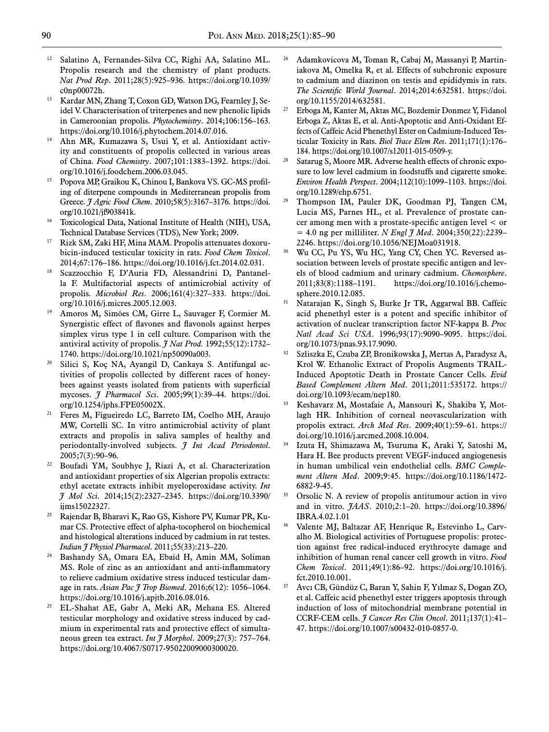12. Salatino A, Fernandes-Silva CC, Righi AA, Salatino ML. Propolis research and the chemistry of plant products. *Nat Prod Rep*. 2011;28(5):925–936. https://doi.org/10.1039/c0np00072h.
13. Kardar MN, Zhang T, Coxon GD, Watson DG, Fearnley J, Seidel V. Characterisation of triterpenes and new phenolic lipids in Cameroonian propolis. *Phytochemistry*. 2014;106:156–163. https://doi.org/10.1016/j.phytochem.2014.07.016.
14. Ahn MR, Kumazawa S, Usui Y, et al. Antioxidant activity and constituents of propolis collected in various areas of China. *Food Chemistry*. 2007;101:1383–1392. https://doi.org/10.1016/j.foodchem.2006.03.045.
15. Popova MP, Graikou K, Chinou I, Bankova VS. GC-MS profiling of diterpene compounds in Mediterranean propolis from Greece. *J Agric Food Chem*. 2010;58(5):3167–3176. https://doi.org/10.1021/jf903841k.
16. Toxicological Data, National Institute of Health (NIH), USA, Technical Database Services (TDS), New York; 2009.
17. Rizk SM, Zaki HF, Mina MAM. Propolis attenuates doxorubicin-induced testicular toxicity in rats. *Food Chem Toxicol*. 2014;67:176–186. https://doi.org/10.1016/j.fct.2014.02.031.
18. Scazzocchio F, D'Auria FD, Alessandrini D, Pantanella F. Multifactorial aspects of antimicrobial activity of propolis. *Microbiol Res*. 2006;161(4):327–333. https://doi.org/10.1016/j.micres.2005.12.003.
19. Amoros M, Simões CM, Girre L, Sauvager F, Cormier M. Synergistic effect of flavones and flavonols against herpes simplex virus type 1 in cell culture. Comparison with the antiviral activity of propolis. *J Nat Prod*. 1992;55(12):1732–1740. https://doi.org/10.1021/np50090a003.
20. Silici S, Koç NA, Ayangil D, Cankaya S. Antifungal activities of propolis collected by different races of honeybees against yeasts isolated from patients with superficial mycoses. *J Pharmacol Sci*. 2005;99(1):39–44. https://doi.org/10.1254/jphs.FPE05002X.
21. Feres M, Figueiredo LC, Barreto IM, Coelho MH, Araujo MW, Cortelli SC. In vitro antimicrobial activity of plant extracts and propolis in saliva samples of healthy and periodontally-involved subjects. *J Int Acad Periodontol*. 2005;7(3):90–96.
22. Boufadi YM, Soubhye J, Riazi A, et al. Characterization and antioxidant properties of six Algerian propolis extracts: ethyl acetate extracts inhibit myeloperoxidase activity. *Int J Mol Sci*. 2014;15(2):2327–2345. https://doi.org/10.3390/ijms15022327.
23. Rajendar B, Bharavi K, Rao GS, Kishore PV, Kumar PR, Kumar CS. Protective effect of alpha-tocopherol on biochemical and histological alterations induced by cadmium in rat testes. *Indian J Physiol Pharmacol*. 2011;55(33):213–220.
24. Bashandy SA, Omara EA, Ebaid H, Amin MM, Soliman MS. Role of zinc as an antioxidant and anti-inflammatory to relieve cadmium oxidative stress induced testicular damage in rats. *Asian Pac J Trop Biomed*. 2016;6(12): 1056–1064. https://doi.org/10.1016/j.apjtb.2016.08.016.
25. EL-Shahat AE, Gabr A, Meki AR, Mehana ES. Altered testicular morphology and oxidative stress induced by cadmium in experimental rats and protective effect of simultaneous green tea extract. *Int J Morphol*. 2009;27(3): 757–764. https://doi.org/10.4067/S0717-95022009000300020.
26. Adamkovicova M, Toman R, Cabaj M, Massanyi P, Martiniakova M, Omelka R, et al. Effects of subchronic exposure to cadmium and diazinon on testis and epididymis in rats. *The Scientific World Journal*. 2014;2014:632581. https://doi.org/10.1155/2014/632581.
27. Erboga M, Kanter M, Aktas MC, Bozdemir Donmez Y, Fidanol Erboga Z, Aktas E, et al. Anti-Apoptotic and Anti-Oxidant Effects of Caffeic Acid Phenethyl Ester on Cadmium-Induced Testicular Toxicity in Rats. *Biol Trace Elem Res*. 2011;171(1):176–184. https://doi.org/10.1007/s12011-015-0509-y.
28. Satarug S, Moore MR. Adverse health effects of chronic exposure to low level cadmium in foodstuffs and cigarette smoke. *Environ Health Perspect*. 2004;112(10):1099–1103. https://doi.org/10.1289/ehp.6751.
29. Thompson IM, Pauler DK, Goodman PJ, Tangen CM, Lucia MS, Parnes HL, et al. Prevalence of prostate cancer among men with a prostate-specific antigen level < or = 4.0 ng per milliliter. *N Engl J Med*. 2004;350(22):2239–2246. https://doi.org/10.1056/NEJMoa031918.
30. Wu CC, Pu YS, Wu HC, Yang CY, Chen YC. Reversed association between levels of prostate specific antigen and levels of blood cadmium and urinary cadmium. *Chemosphere*. 2011;83(8):1188–1191. https://doi.org/10.1016/j.chemosphere.2010.12.085.
31. Natarajan K, Singh S, Burke Jr TR, Aggarwal BB. Caffeic acid phenethyl ester is a potent and specific inhibitor of activation of nuclear transcription factor NF-kappa B. *Proc Natl Acad Sci USA*. 1996;93(17):9090–9095. https://doi.org/10.1073/pnas.93.17.9090.
32. Szliszka E, Czuba ZP, Bronikowska J, Mertas A, Paradysz A, Krol W. Ethanolic Extract of Propolis Augments TRAIL-Induced Apoptotic Death in Prostate Cancer Cells. *Evid Based Complement Altern Med*. 2011;2011:535172. https://doi.org/10.1093/ecam/nep180.
33. Keshavarz M, Mostafaie A, Mansouri K, Shakiba Y, Motlagh HR. Inhibition of corneal neovascularization with propolis extract. *Arch Med Res*. 2009;40(1):59–61. https://doi.org/10.1016/j.arcmed.2008.10.004.
34. Izuta H, Shimazawa M, Tsuruma K, Araki Y, Satoshi M, Hara H. Bee products prevent VEGF-induced angiogenesis in human umbilical vein endothelial cells. *BMC Complement Altern Med*. 2009;9:45. https://doi.org/10.1186/1472-6882-9-45.
35. Orsolic N. A review of propolis antitumour action in vivo and in vitro. *JAAS*. 2010;2:1–20. https://doi.org/10.3896/IBRA.4.02.1.01
36. Valente MJ, Baltazar AF, Henrique R, Estevinho L, Carvalho M. Biological activities of Portuguese propolis: protection against free radical-induced erythrocyte damage and inhibition of human renal cancer cell growth in vitro. *Food Chem Toxicol*. 2011;49(1):86–92. https://doi.org/10.1016/j.fct.2010.10.001.
37. Avcı CB, Gündüz C, Baran Y, Sahin F, Yılmaz S, Dogan ZO, et al. Caffeic acid phenethyl ester triggers apoptosis through induction of loss of mitochondrial membrane potential in CCRF-CEM cells. *J Cancer Res Clin Oncol*. 2011;137(1):41–47. https://doi.org/10.1007/s00432-010-0857-0.